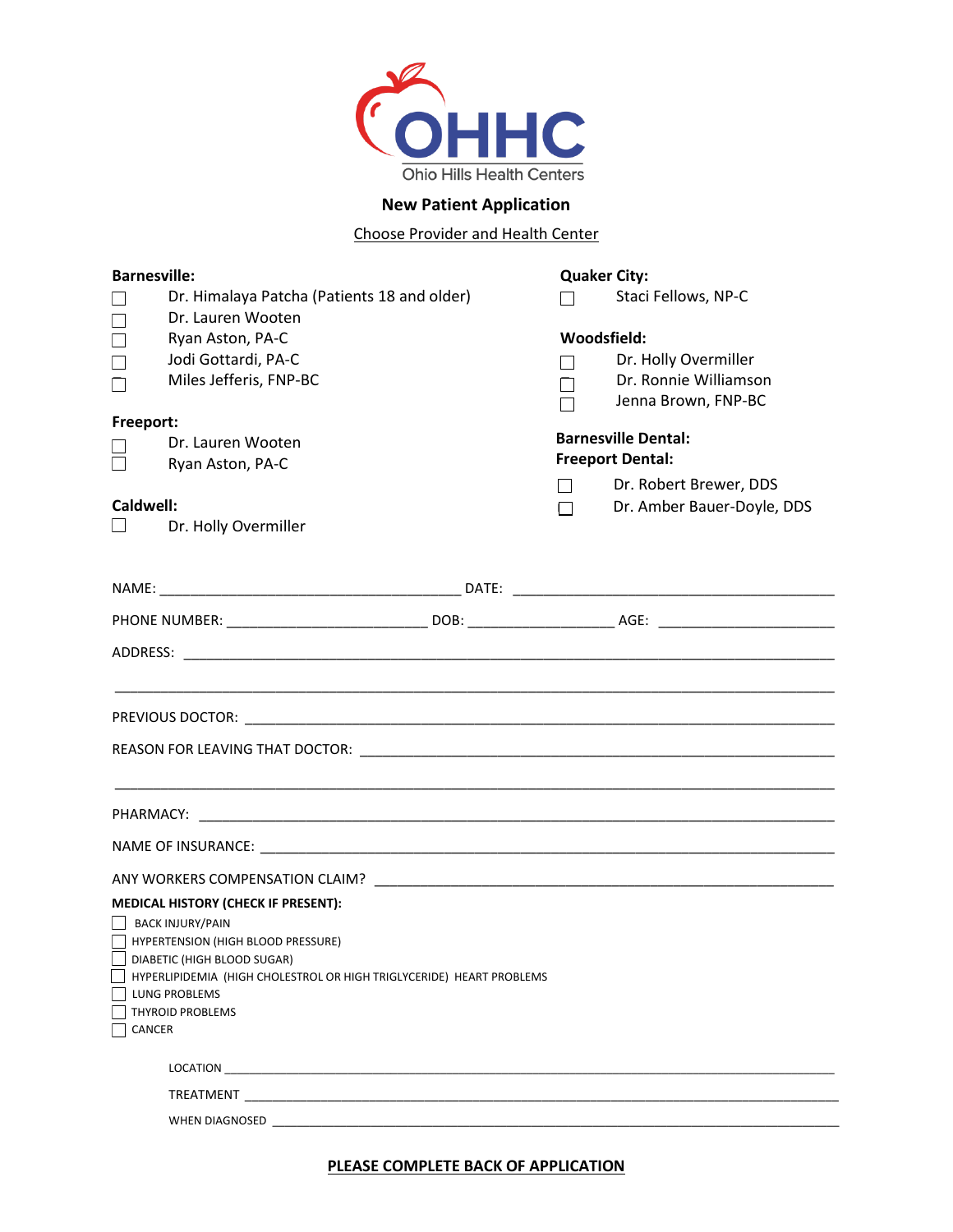# OHHC
Ohio Hills Health Centers

## New Patient Application

Choose Provider and Health Center

**Barnesville:**
- ☐ Dr. Himalaya Patcha (Patients 18 and older)
- ☐ Dr. Lauren Wooten
- ☐ Ryan Aston, PA-C
- ☐ Jodi Gottardi, PA-C
- ☐ Miles Jefferis, FNP-BC

**Freeport:**
- ☐ Dr. Lauren Wooten
- ☐ Ryan Aston, PA-C

**Caldwell:**
- ☐ Dr. Holly Overmiller

**Quaker City:**
- ☐ Staci Fellows, NP-C

**Woodsfield:**
- ☐ Dr. Holly Overmiller
- ☐ Dr. Ronnie Williamson
- ☐ Jenna Brown, FNP-BC

**Barnesville Dental:**
**Freeport Dental:**
- ☐ Dr. Robert Brewer, DDS
- ☐ Dr. Amber Bauer-Doyle, DDS

NAME: ______________________________________ DATE: ________________________________________

PHONE NUMBER: _________________________ DOB: __________________ AGE: ______________________

ADDRESS: ______________________________________________________________________________

_______________________________________________________________________________________

PREVIOUS DOCTOR: ______________________________________________________________________

REASON FOR LEAVING THAT DOCTOR: _______________________________________________________

_______________________________________________________________________________________

PHARMACY: _____________________________________________________________________________

NAME OF INSURANCE: ____________________________________________________________________

ANY WORKERS COMPENSATION CLAIM? _______________________________________________________

**MEDICAL HISTORY (CHECK IF PRESENT):**
- ☐ BACK INJURY/PAIN
- ☐ HYPERTENSION (HIGH BLOOD PRESSURE)
- ☐ DIABETIC (HIGH BLOOD SUGAR)
- ☐ HYPERLIPIDEMIA (HIGH CHOLESTROL OR HIGH TRIGLYCERIDE) HEART PROBLEMS
- ☐ LUNG PROBLEMS
- ☐ THYROID PROBLEMS
- ☐ CANCER

LOCATION ______________________________________________________________________________

TREATMENT _____________________________________________________________________________

WHEN DIAGNOSED ________________________________________________________________________

**PLEASE COMPLETE BACK OF APPLICATION**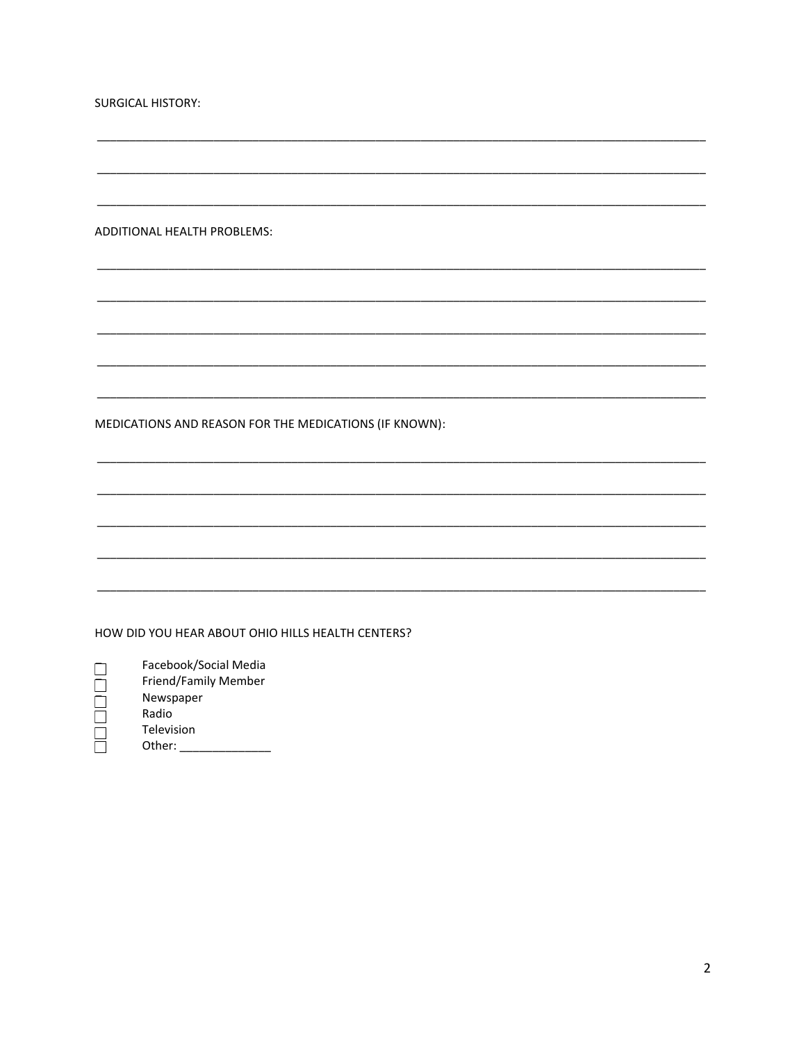SURGICAL HISTORY:

_______________________________________________________________________________________

_______________________________________________________________________________________

_______________________________________________________________________________________

ADDITIONAL HEALTH PROBLEMS:

_______________________________________________________________________________________

_______________________________________________________________________________________

_______________________________________________________________________________________

_______________________________________________________________________________________

_______________________________________________________________________________________

MEDICATIONS AND REASON FOR THE MEDICATIONS (IF KNOWN):

_______________________________________________________________________________________

_______________________________________________________________________________________

_______________________________________________________________________________________

_______________________________________________________________________________________

_______________________________________________________________________________________

HOW DID YOU HEAR ABOUT OHIO HILLS HEALTH CENTERS?

- ☐ Facebook/Social Media
- ☐ Friend/Family Member
- ☐ Newspaper
- ☐ Radio
- ☐ Television
- ☐ Other: ______________